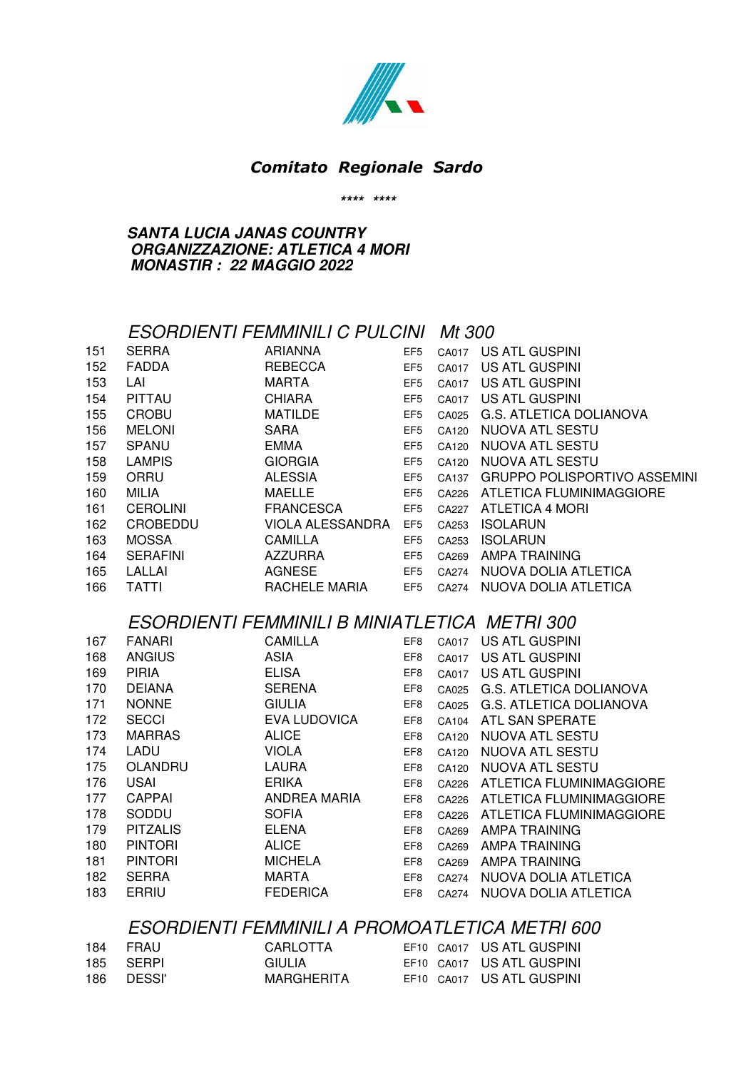# *Comitato Regionale Sardo*

*\*\*\*\* \*\*\*\**

***SANTA LUCIA JANAS COUNTRY***
***ORGANIZZAZIONE: ATLETICA 4 MORI***
***MONASTIR : 22 MAGGIO 2022***

## *ESORDIENTI FEMMINILI C PULCINI Mt 300*

| | | | | | |
|---|---|---|---|---|---|
| 151 | SERRA | ARIANNA | EF5 | CA017 | US ATL GUSPINI |
| 152 | FADDA | REBECCA | EF5 | CA017 | US ATL GUSPINI |
| 153 | LAI | MARTA | EF5 | CA017 | US ATL GUSPINI |
| 154 | PITTAU | CHIARA | EF5 | CA017 | US ATL GUSPINI |
| 155 | CROBU | MATILDE | EF5 | CA025 | G.S. ATLETICA DOLIANOVA |
| 156 | MELONI | SARA | EF5 | CA120 | NUOVA ATL SESTU |
| 157 | SPANU | EMMA | EF5 | CA120 | NUOVA ATL SESTU |
| 158 | LAMPIS | GIORGIA | EF5 | CA120 | NUOVA ATL SESTU |
| 159 | ORRU | ALESSIA | EF5 | CA137 | GRUPPO POLISPORTIVO ASSEMINI |
| 160 | MILIA | MAELLE | EF5 | CA226 | ATLETICA FLUMINIMAGGIORE |
| 161 | CEROLINI | FRANCESCA | EF5 | CA227 | ATLETICA 4 MORI |
| 162 | CROBEDDU | VIOLA ALESSANDRA | EF5 | CA253 | ISOLARUN |
| 163 | MOSSA | CAMILLA | EF5 | CA253 | ISOLARUN |
| 164 | SERAFINI | AZZURRA | EF5 | CA269 | AMPA TRAINING |
| 165 | LALLAI | AGNESE | EF5 | CA274 | NUOVA DOLIA ATLETICA |
| 166 | TATTI | RACHELE MARIA | EF5 | CA274 | NUOVA DOLIA ATLETICA |

## *ESORDIENTI FEMMINILI B MINIATLETICA METRI 300*

| | | | | | |
|---|---|---|---|---|---|
| 167 | FANARI | CAMILLA | EF8 | CA017 | US ATL GUSPINI |
| 168 | ANGIUS | ASIA | EF8 | CA017 | US ATL GUSPINI |
| 169 | PIRIA | ELISA | EF8 | CA017 | US ATL GUSPINI |
| 170 | DEIANA | SERENA | EF8 | CA025 | G.S. ATLETICA DOLIANOVA |
| 171 | NONNE | GIULIA | EF8 | CA025 | G.S. ATLETICA DOLIANOVA |
| 172 | SECCI | EVA LUDOVICA | EF8 | CA104 | ATL SAN SPERATE |
| 173 | MARRAS | ALICE | EF8 | CA120 | NUOVA ATL SESTU |
| 174 | LADU | VIOLA | EF8 | CA120 | NUOVA ATL SESTU |
| 175 | OLANDRU | LAURA | EF8 | CA120 | NUOVA ATL SESTU |
| 176 | USAI | ERIKA | EF8 | CA226 | ATLETICA FLUMINIMAGGIORE |
| 177 | CAPPAI | ANDREA MARIA | EF8 | CA226 | ATLETICA FLUMINIMAGGIORE |
| 178 | SODDU | SOFIA | EF8 | CA226 | ATLETICA FLUMINIMAGGIORE |
| 179 | PITZALIS | ELENA | EF8 | CA269 | AMPA TRAINING |
| 180 | PINTORI | ALICE | EF8 | CA269 | AMPA TRAINING |
| 181 | PINTORI | MICHELA | EF8 | CA269 | AMPA TRAINING |
| 182 | SERRA | MARTA | EF8 | CA274 | NUOVA DOLIA ATLETICA |
| 183 | ERRIU | FEDERICA | EF8 | CA274 | NUOVA DOLIA ATLETICA |

## *ESORDIENTI FEMMINILI A PROMOATLETICA METRI 600*

| | | | | | |
|---|---|---|---|---|---|
| 184 | FRAU | CARLOTTA | EF10 | CA017 | US ATL GUSPINI |
| 185 | SERPI | GIULIA | EF10 | CA017 | US ATL GUSPINI |
| 186 | DESSI' | MARGHERITA | EF10 | CA017 | US ATL GUSPINI |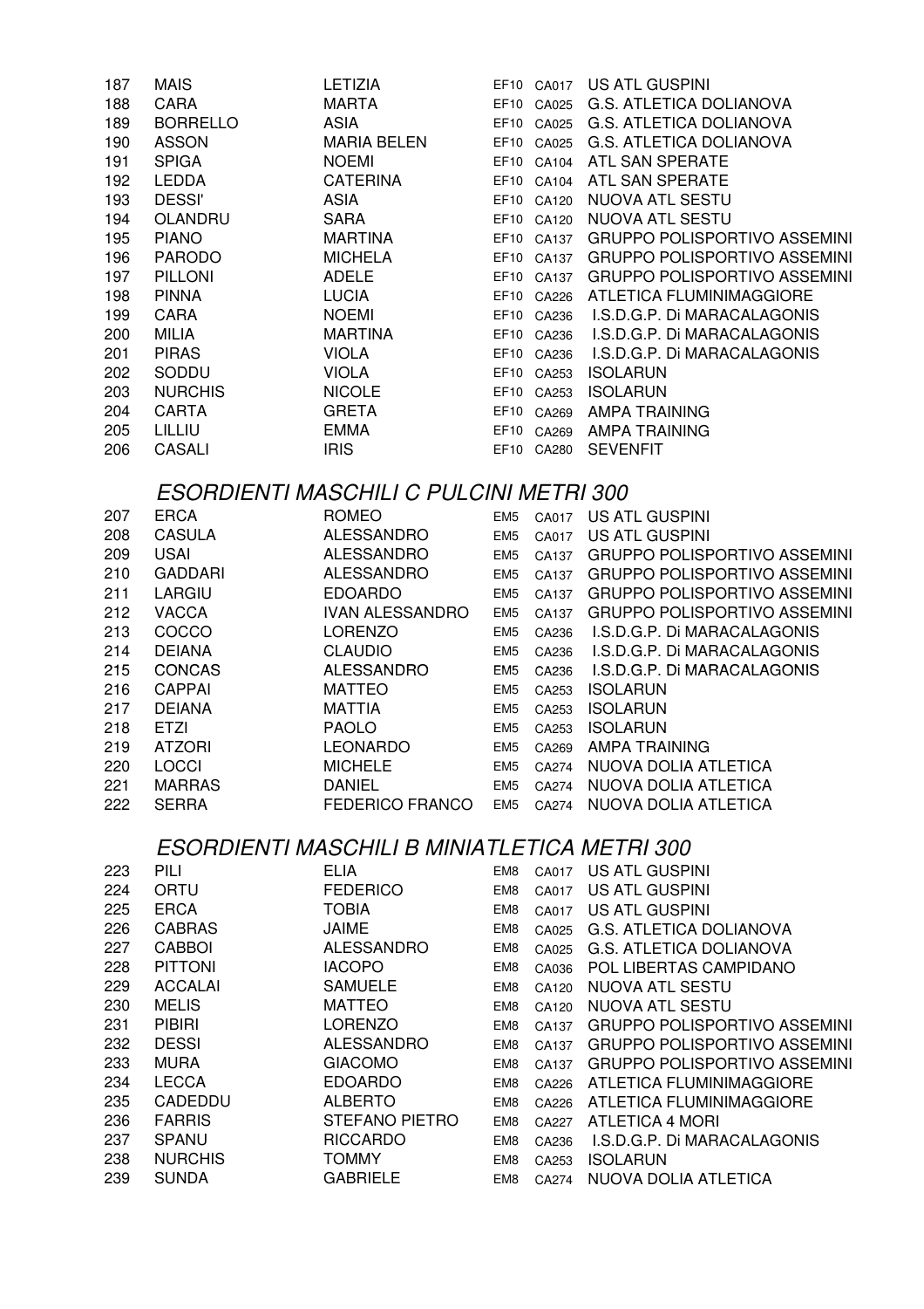| | | | | | |
|---|---|---|---|---|---|
| 187 | MAIS | LETIZIA | EF10 | CA017 | US ATL GUSPINI |
| 188 | CARA | MARTA | EF10 | CA025 | G.S. ATLETICA DOLIANOVA |
| 189 | BORRELLO | ASIA | EF10 | CA025 | G.S. ATLETICA DOLIANOVA |
| 190 | ASSON | MARIA BELEN | EF10 | CA025 | G.S. ATLETICA DOLIANOVA |
| 191 | SPIGA | NOEMI | EF10 | CA104 | ATL SAN SPERATE |
| 192 | LEDDA | CATERINA | EF10 | CA104 | ATL SAN SPERATE |
| 193 | DESSI' | ASIA | EF10 | CA120 | NUOVA ATL SESTU |
| 194 | OLANDRU | SARA | EF10 | CA120 | NUOVA ATL SESTU |
| 195 | PIANO | MARTINA | EF10 | CA137 | GRUPPO POLISPORTIVO ASSEMINI |
| 196 | PARODO | MICHELA | EF10 | CA137 | GRUPPO POLISPORTIVO ASSEMINI |
| 197 | PILLONI | ADELE | EF10 | CA137 | GRUPPO POLISPORTIVO ASSEMINI |
| 198 | PINNA | LUCIA | EF10 | CA226 | ATLETICA FLUMINIMAGGIORE |
| 199 | CARA | NOEMI | EF10 | CA236 | I.S.D.G.P. Di MARACALAGONIS |
| 200 | MILIA | MARTINA | EF10 | CA236 | I.S.D.G.P. Di MARACALAGONIS |
| 201 | PIRAS | VIOLA | EF10 | CA236 | I.S.D.G.P. Di MARACALAGONIS |
| 202 | SODDU | VIOLA | EF10 | CA253 | ISOLARUN |
| 203 | NURCHIS | NICOLE | EF10 | CA253 | ISOLARUN |
| 204 | CARTA | GRETA | EF10 | CA269 | AMPA TRAINING |
| 205 | LILLIU | EMMA | EF10 | CA269 | AMPA TRAINING |
| 206 | CASALI | IRIS | EF10 | CA280 | SEVENFIT |

## *ESORDIENTI MASCHILI C PULCINI METRI 300*

| | | | | | |
|---|---|---|---|---|---|
| 207 | ERCA | ROMEO | EM5 | CA017 | US ATL GUSPINI |
| 208 | CASULA | ALESSANDRO | EM5 | CA017 | US ATL GUSPINI |
| 209 | USAI | ALESSANDRO | EM5 | CA137 | GRUPPO POLISPORTIVO ASSEMINI |
| 210 | GADDARI | ALESSANDRO | EM5 | CA137 | GRUPPO POLISPORTIVO ASSEMINI |
| 211 | LARGIU | EDOARDO | EM5 | CA137 | GRUPPO POLISPORTIVO ASSEMINI |
| 212 | VACCA | IVAN ALESSANDRO | EM5 | CA137 | GRUPPO POLISPORTIVO ASSEMINI |
| 213 | COCCO | LORENZO | EM5 | CA236 | I.S.D.G.P. Di MARACALAGONIS |
| 214 | DEIANA | CLAUDIO | EM5 | CA236 | I.S.D.G.P. Di MARACALAGONIS |
| 215 | CONCAS | ALESSANDRO | EM5 | CA236 | I.S.D.G.P. Di MARACALAGONIS |
| 216 | CAPPAI | MATTEO | EM5 | CA253 | ISOLARUN |
| 217 | DEIANA | MATTIA | EM5 | CA253 | ISOLARUN |
| 218 | ETZI | PAOLO | EM5 | CA253 | ISOLARUN |
| 219 | ATZORI | LEONARDO | EM5 | CA269 | AMPA TRAINING |
| 220 | LOCCI | MICHELE | EM5 | CA274 | NUOVA DOLIA ATLETICA |
| 221 | MARRAS | DANIEL | EM5 | CA274 | NUOVA DOLIA ATLETICA |
| 222 | SERRA | FEDERICO FRANCO | EM5 | CA274 | NUOVA DOLIA ATLETICA |

## *ESORDIENTI MASCHILI B MINIATLETICA METRI 300*

| | | | | | |
|---|---|---|---|---|---|
| 223 | PILI | ELIA | EM8 | CA017 | US ATL GUSPINI |
| 224 | ORTU | FEDERICO | EM8 | CA017 | US ATL GUSPINI |
| 225 | ERCA | TOBIA | EM8 | CA017 | US ATL GUSPINI |
| 226 | CABRAS | JAIME | EM8 | CA025 | G.S. ATLETICA DOLIANOVA |
| 227 | CABBOI | ALESSANDRO | EM8 | CA025 | G.S. ATLETICA DOLIANOVA |
| 228 | PITTONI | IACOPO | EM8 | CA036 | POL LIBERTAS CAMPIDANO |
| 229 | ACCALAI | SAMUELE | EM8 | CA120 | NUOVA ATL SESTU |
| 230 | MELIS | MATTEO | EM8 | CA120 | NUOVA ATL SESTU |
| 231 | PIBIRI | LORENZO | EM8 | CA137 | GRUPPO POLISPORTIVO ASSEMINI |
| 232 | DESSI | ALESSANDRO | EM8 | CA137 | GRUPPO POLISPORTIVO ASSEMINI |
| 233 | MURA | GIACOMO | EM8 | CA137 | GRUPPO POLISPORTIVO ASSEMINI |
| 234 | LECCA | EDOARDO | EM8 | CA226 | ATLETICA FLUMINIMAGGIORE |
| 235 | CADEDDU | ALBERTO | EM8 | CA226 | ATLETICA FLUMINIMAGGIORE |
| 236 | FARRIS | STEFANO PIETRO | EM8 | CA227 | ATLETICA 4 MORI |
| 237 | SPANU | RICCARDO | EM8 | CA236 | I.S.D.G.P. Di MARACALAGONIS |
| 238 | NURCHIS | TOMMY | EM8 | CA253 | ISOLARUN |
| 239 | SUNDA | GABRIELE | EM8 | CA274 | NUOVA DOLIA ATLETICA |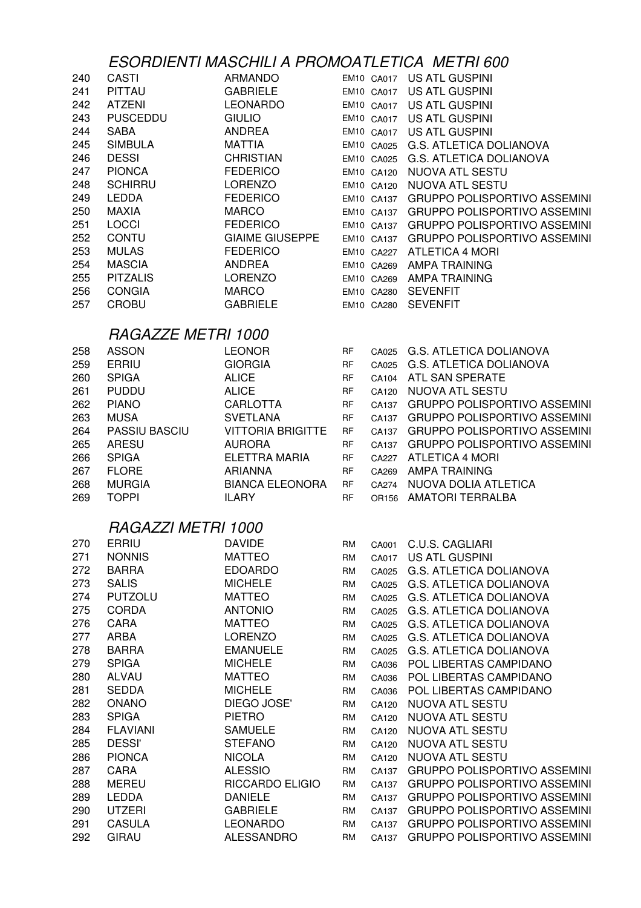## *ESORDIENTI MASCHILI A PROMOATLETICA METRI 600*

| | | | | | |
|---|---|---|---|---|---|
| 240 | CASTI | ARMANDO | EM10 | CA017 | US ATL GUSPINI |
| 241 | PITTAU | GABRIELE | EM10 | CA017 | US ATL GUSPINI |
| 242 | ATZENI | LEONARDO | EM10 | CA017 | US ATL GUSPINI |
| 243 | PUSCEDDU | GIULIO | EM10 | CA017 | US ATL GUSPINI |
| 244 | SABA | ANDREA | EM10 | CA017 | US ATL GUSPINI |
| 245 | SIMBULA | MATTIA | EM10 | CA025 | G.S. ATLETICA DOLIANOVA |
| 246 | DESSI | CHRISTIAN | EM10 | CA025 | G.S. ATLETICA DOLIANOVA |
| 247 | PIONCA | FEDERICO | EM10 | CA120 | NUOVA ATL SESTU |
| 248 | SCHIRRU | LORENZO | EM10 | CA120 | NUOVA ATL SESTU |
| 249 | LEDDA | FEDERICO | EM10 | CA137 | GRUPPO POLISPORTIVO ASSEMINI |
| 250 | MAXIA | MARCO | EM10 | CA137 | GRUPPO POLISPORTIVO ASSEMINI |
| 251 | LOCCI | FEDERICO | EM10 | CA137 | GRUPPO POLISPORTIVO ASSEMINI |
| 252 | CONTU | GIAIME GIUSEPPE | EM10 | CA137 | GRUPPO POLISPORTIVO ASSEMINI |
| 253 | MULAS | FEDERICO | EM10 | CA227 | ATLETICA 4 MORI |
| 254 | MASCIA | ANDREA | EM10 | CA269 | AMPA TRAINING |
| 255 | PITZALIS | LORENZO | EM10 | CA269 | AMPA TRAINING |
| 256 | CONGIA | MARCO | EM10 | CA280 | SEVENFIT |
| 257 | CROBU | GABRIELE | EM10 | CA280 | SEVENFIT |

## *RAGAZZE METRI 1000*

| | | | | | |
|---|---|---|---|---|---|
| 258 | ASSON | LEONOR | RF | CA025 | G.S. ATLETICA DOLIANOVA |
| 259 | ERRIU | GIORGIA | RF | CA025 | G.S. ATLETICA DOLIANOVA |
| 260 | SPIGA | ALICE | RF | CA104 | ATL SAN SPERATE |
| 261 | PUDDU | ALICE | RF | CA120 | NUOVA ATL SESTU |
| 262 | PIANO | CARLOTTA | RF | CA137 | GRUPPO POLISPORTIVO ASSEMINI |
| 263 | MUSA | SVETLANA | RF | CA137 | GRUPPO POLISPORTIVO ASSEMINI |
| 264 | PASSIU BASCIU | VITTORIA BRIGITTE | RF | CA137 | GRUPPO POLISPORTIVO ASSEMINI |
| 265 | ARESU | AURORA | RF | CA137 | GRUPPO POLISPORTIVO ASSEMINI |
| 266 | SPIGA | ELETTRA MARIA | RF | CA227 | ATLETICA 4 MORI |
| 267 | FLORE | ARIANNA | RF | CA269 | AMPA TRAINING |
| 268 | MURGIA | BIANCA ELEONORA | RF | CA274 | NUOVA DOLIA ATLETICA |
| 269 | TOPPI | ILARY | RF | OR156 | AMATORI TERRALBA |

## *RAGAZZI METRI 1000*

| | | | | | |
|---|---|---|---|---|---|
| 270 | ERRIU | DAVIDE | RM | CA001 | C.U.S. CAGLIARI |
| 271 | NONNIS | MATTEO | RM | CA017 | US ATL GUSPINI |
| 272 | BARRA | EDOARDO | RM | CA025 | G.S. ATLETICA DOLIANOVA |
| 273 | SALIS | MICHELE | RM | CA025 | G.S. ATLETICA DOLIANOVA |
| 274 | PUTZOLU | MATTEO | RM | CA025 | G.S. ATLETICA DOLIANOVA |
| 275 | CORDA | ANTONIO | RM | CA025 | G.S. ATLETICA DOLIANOVA |
| 276 | CARA | MATTEO | RM | CA025 | G.S. ATLETICA DOLIANOVA |
| 277 | ARBA | LORENZO | RM | CA025 | G.S. ATLETICA DOLIANOVA |
| 278 | BARRA | EMANUELE | RM | CA025 | G.S. ATLETICA DOLIANOVA |
| 279 | SPIGA | MICHELE | RM | CA036 | POL LIBERTAS CAMPIDANO |
| 280 | ALVAU | MATTEO | RM | CA036 | POL LIBERTAS CAMPIDANO |
| 281 | SEDDA | MICHELE | RM | CA036 | POL LIBERTAS CAMPIDANO |
| 282 | ONANO | DIEGO JOSE' | RM | CA120 | NUOVA ATL SESTU |
| 283 | SPIGA | PIETRO | RM | CA120 | NUOVA ATL SESTU |
| 284 | FLAVIANI | SAMUELE | RM | CA120 | NUOVA ATL SESTU |
| 285 | DESSI' | STEFANO | RM | CA120 | NUOVA ATL SESTU |
| 286 | PIONCA | NICOLA | RM | CA120 | NUOVA ATL SESTU |
| 287 | CARA | ALESSIO | RM | CA137 | GRUPPO POLISPORTIVO ASSEMINI |
| 288 | MEREU | RICCARDO ELIGIO | RM | CA137 | GRUPPO POLISPORTIVO ASSEMINI |
| 289 | LEDDA | DANIELE | RM | CA137 | GRUPPO POLISPORTIVO ASSEMINI |
| 290 | UTZERI | GABRIELE | RM | CA137 | GRUPPO POLISPORTIVO ASSEMINI |
| 291 | CASULA | LEONARDO | RM | CA137 | GRUPPO POLISPORTIVO ASSEMINI |
| 292 | GIRAU | ALESSANDRO | RM | CA137 | GRUPPO POLISPORTIVO ASSEMINI |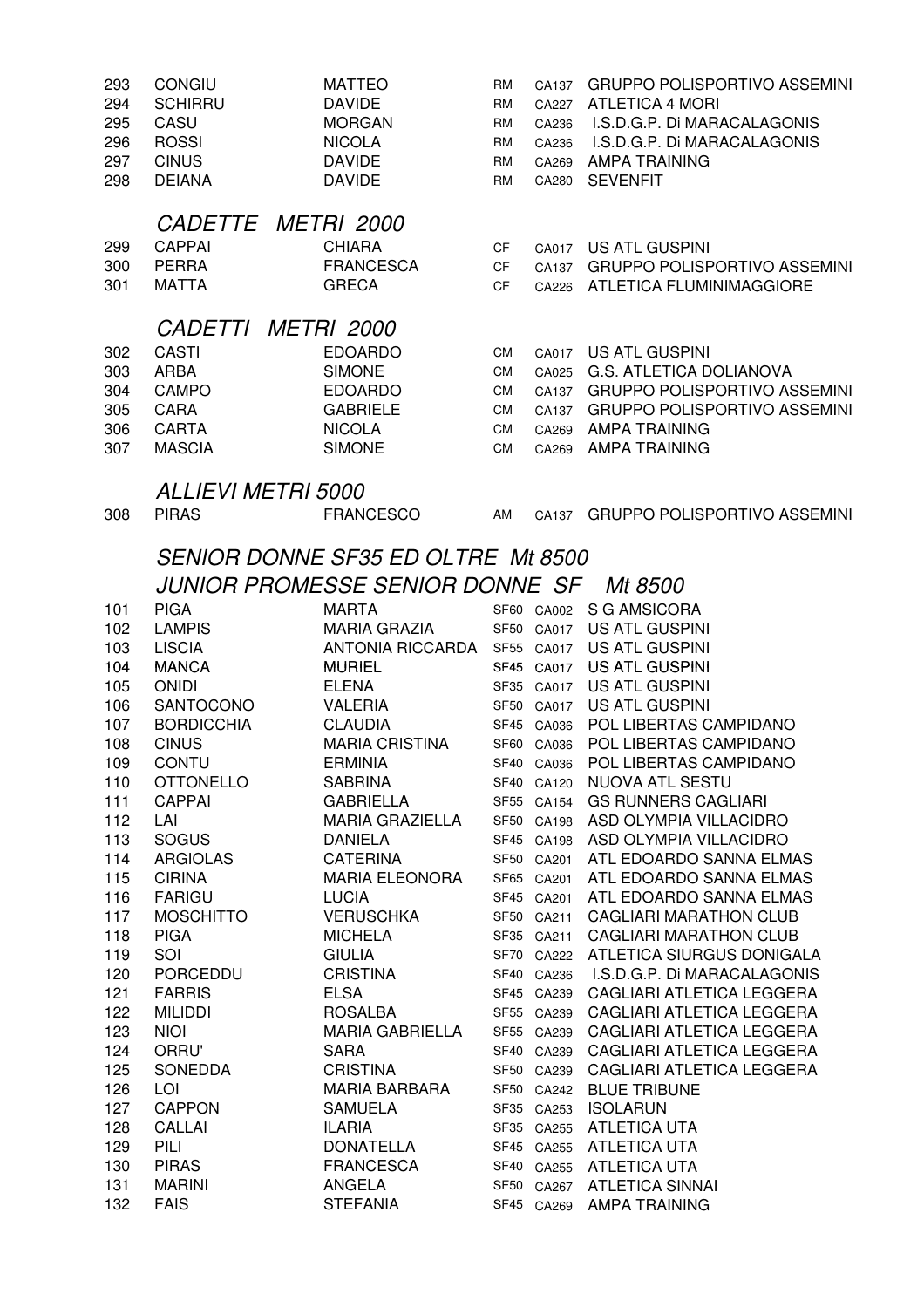| | | | | | |
|---|---|---|---|---|---|
| 293 | CONGIU | MATTEO | RM | CA137 | GRUPPO POLISPORTIVO ASSEMINI |
| 294 | SCHIRRU | DAVIDE | RM | CA227 | ATLETICA 4 MORI |
| 295 | CASU | MORGAN | RM | CA236 | I.S.D.G.P. Di MARACALAGONIS |
| 296 | ROSSI | NICOLA | RM | CA236 | I.S.D.G.P. Di MARACALAGONIS |
| 297 | CINUS | DAVIDE | RM | CA269 | AMPA TRAINING |
| 298 | DEIANA | DAVIDE | RM | CA280 | SEVENFIT |

## *CADETTE METRI 2000*

| | | | | | |
|---|---|---|---|---|---|
| 299 | CAPPAI | CHIARA | CF | CA017 | US ATL GUSPINI |
| 300 | PERRA | FRANCESCA | CF | CA137 | GRUPPO POLISPORTIVO ASSEMINI |
| 301 | MATTA | GRECA | CF | CA226 | ATLETICA FLUMINIMAGGIORE |

## *CADETTI METRI 2000*

| | | | | | |
|---|---|---|---|---|---|
| 302 | CASTI | EDOARDO | CM | CA017 | US ATL GUSPINI |
| 303 | ARBA | SIMONE | CM | CA025 | G.S. ATLETICA DOLIANOVA |
| 304 | CAMPO | EDOARDO | CM | CA137 | GRUPPO POLISPORTIVO ASSEMINI |
| 305 | CARA | GABRIELE | CM | CA137 | GRUPPO POLISPORTIVO ASSEMINI |
| 306 | CARTA | NICOLA | CM | CA269 | AMPA TRAINING |
| 307 | MASCIA | SIMONE | CM | CA269 | AMPA TRAINING |

## *ALLIEVI METRI 5000*

| | | | | | |
|---|---|---|---|---|---|
| 308 | PIRAS | FRANCESCO | AM | CA137 | GRUPPO POLISPORTIVO ASSEMINI |

## *SENIOR DONNE SF35 ED OLTRE Mt 8500*
## *JUNIOR PROMESSE SENIOR DONNE SF Mt 8500*

| | | | | | |
|---|---|---|---|---|---|
| 101 | PIGA | MARTA | SF60 | CA002 | S G AMSICORA |
| 102 | LAMPIS | MARIA GRAZIA | SF50 | CA017 | US ATL GUSPINI |
| 103 | LISCIA | ANTONIA RICCARDA | SF55 | CA017 | US ATL GUSPINI |
| 104 | MANCA | MURIEL | SF45 | CA017 | US ATL GUSPINI |
| 105 | ONIDI | ELENA | SF35 | CA017 | US ATL GUSPINI |
| 106 | SANTOCONO | VALERIA | SF50 | CA017 | US ATL GUSPINI |
| 107 | BORDICCHIA | CLAUDIA | SF45 | CA036 | POL LIBERTAS CAMPIDANO |
| 108 | CINUS | MARIA CRISTINA | SF60 | CA036 | POL LIBERTAS CAMPIDANO |
| 109 | CONTU | ERMINIA | SF40 | CA036 | POL LIBERTAS CAMPIDANO |
| 110 | OTTONELLO | SABRINA | SF40 | CA120 | NUOVA ATL SESTU |
| 111 | CAPPAI | GABRIELLA | SF55 | CA154 | GS RUNNERS CAGLIARI |
| 112 | LAI | MARIA GRAZIELLA | SF50 | CA198 | ASD OLYMPIA VILLACIDRO |
| 113 | SOGUS | DANIELA | SF45 | CA198 | ASD OLYMPIA VILLACIDRO |
| 114 | ARGIOLAS | CATERINA | SF50 | CA201 | ATL EDOARDO SANNA ELMAS |
| 115 | CIRINA | MARIA ELEONORA | SF65 | CA201 | ATL EDOARDO SANNA ELMAS |
| 116 | FARIGU | LUCIA | SF45 | CA201 | ATL EDOARDO SANNA ELMAS |
| 117 | MOSCHITTO | VERUSCHKA | SF50 | CA211 | CAGLIARI MARATHON CLUB |
| 118 | PIGA | MICHELA | SF35 | CA211 | CAGLIARI MARATHON CLUB |
| 119 | SOI | GIULIA | SF70 | CA222 | ATLETICA SIURGUS DONIGALA |
| 120 | PORCEDDU | CRISTINA | SF40 | CA236 | I.S.D.G.P. Di MARACALAGONIS |
| 121 | FARRIS | ELSA | SF45 | CA239 | CAGLIARI ATLETICA LEGGERA |
| 122 | MILIDDI | ROSALBA | SF55 | CA239 | CAGLIARI ATLETICA LEGGERA |
| 123 | NIOI | MARIA GABRIELLA | SF55 | CA239 | CAGLIARI ATLETICA LEGGERA |
| 124 | ORRU' | SARA | SF40 | CA239 | CAGLIARI ATLETICA LEGGERA |
| 125 | SONEDDA | CRISTINA | SF50 | CA239 | CAGLIARI ATLETICA LEGGERA |
| 126 | LOI | MARIA BARBARA | SF50 | CA242 | BLUE TRIBUNE |
| 127 | CAPPON | SAMUELA | SF35 | CA253 | ISOLARUN |
| 128 | CALLAI | ILARIA | SF35 | CA255 | ATLETICA UTA |
| 129 | PILI | DONATELLA | SF45 | CA255 | ATLETICA UTA |
| 130 | PIRAS | FRANCESCA | SF40 | CA255 | ATLETICA UTA |
| 131 | MARINI | ANGELA | SF50 | CA267 | ATLETICA SINNAI |
| 132 | FAIS | STEFANIA | SF45 | CA269 | AMPA TRAINING |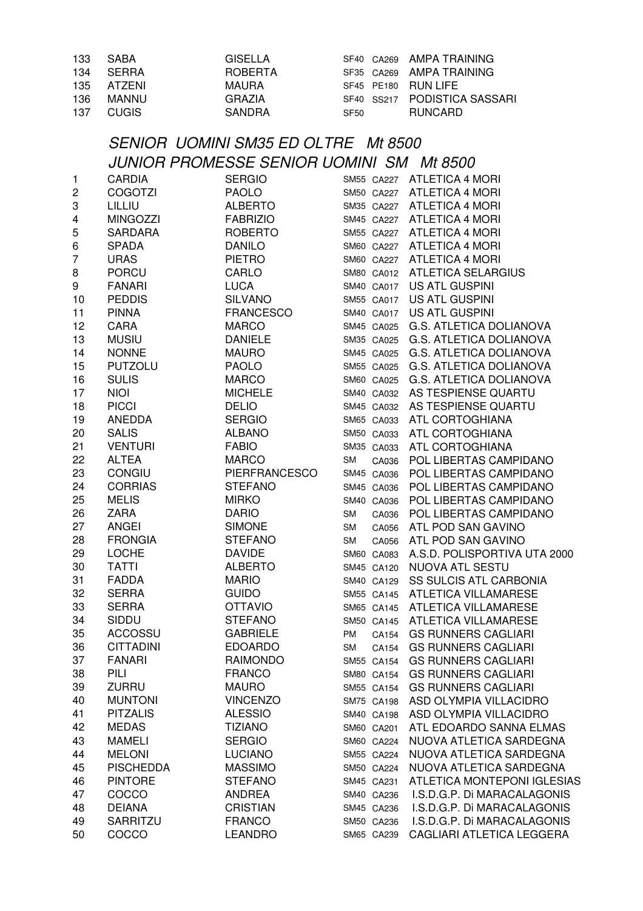| | | | | | |
|---|---|---|---|---|---|
| 133 | SABA | GISELLA | SF40 | CA269 | AMPA TRAINING |
| 134 | SERRA | ROBERTA | SF35 | CA269 | AMPA TRAINING |
| 135 | ATZENI | MAURA | SF45 | PE180 | RUN LIFE |
| 136 | MANNU | GRAZIA | SF40 | SS217 | PODISTICA SASSARI |
| 137 | CUGIS | SANDRA | SF50 | | RUNCARD |

## *SENIOR UOMINI SM35 ED OLTRE Mt 8500*

## *JUNIOR PROMESSE SENIOR UOMINI SM Mt 8500*

| | | | | | |
|---|---|---|---|---|---|
| 1 | CARDIA | SERGIO | SM55 | CA227 | ATLETICA 4 MORI |
| 2 | COGOTZI | PAOLO | SM50 | CA227 | ATLETICA 4 MORI |
| 3 | LILLIU | ALBERTO | SM35 | CA227 | ATLETICA 4 MORI |
| 4 | MINGOZZI | FABRIZIO | SM45 | CA227 | ATLETICA 4 MORI |
| 5 | SARDARA | ROBERTO | SM55 | CA227 | ATLETICA 4 MORI |
| 6 | SPADA | DANILO | SM60 | CA227 | ATLETICA 4 MORI |
| 7 | URAS | PIETRO | SM60 | CA227 | ATLETICA 4 MORI |
| 8 | PORCU | CARLO | SM80 | CA012 | ATLETICA SELARGIUS |
| 9 | FANARI | LUCA | SM40 | CA017 | US ATL GUSPINI |
| 10 | PEDDIS | SILVANO | SM55 | CA017 | US ATL GUSPINI |
| 11 | PINNA | FRANCESCO | SM40 | CA017 | US ATL GUSPINI |
| 12 | CARA | MARCO | SM45 | CA025 | G.S. ATLETICA DOLIANOVA |
| 13 | MUSIU | DANIELE | SM35 | CA025 | G.S. ATLETICA DOLIANOVA |
| 14 | NONNE | MAURO | SM45 | CA025 | G.S. ATLETICA DOLIANOVA |
| 15 | PUTZOLU | PAOLO | SM55 | CA025 | G.S. ATLETICA DOLIANOVA |
| 16 | SULIS | MARCO | SM60 | CA025 | G.S. ATLETICA DOLIANOVA |
| 17 | NIOI | MICHELE | SM40 | CA032 | AS TESPIENSE QUARTU |
| 18 | PICCI | DELIO | SM45 | CA032 | AS TESPIENSE QUARTU |
| 19 | ANEDDA | SERGIO | SM65 | CA033 | ATL CORTOGHIANA |
| 20 | SALIS | ALBANO | SM50 | CA033 | ATL CORTOGHIANA |
| 21 | VENTURI | FABIO | SM35 | CA033 | ATL CORTOGHIANA |
| 22 | ALTEA | MARCO | SM | CA036 | POL LIBERTAS CAMPIDANO |
| 23 | CONGIU | PIERFRANCESCO | SM45 | CA036 | POL LIBERTAS CAMPIDANO |
| 24 | CORRIAS | STEFANO | SM45 | CA036 | POL LIBERTAS CAMPIDANO |
| 25 | MELIS | MIRKO | SM40 | CA036 | POL LIBERTAS CAMPIDANO |
| 26 | ZARA | DARIO | SM | CA036 | POL LIBERTAS CAMPIDANO |
| 27 | ANGEI | SIMONE | SM | CA056 | ATL POD SAN GAVINO |
| 28 | FRONGIA | STEFANO | SM | CA056 | ATL POD SAN GAVINO |
| 29 | LOCHE | DAVIDE | SM60 | CA083 | A.S.D. POLISPORTIVA UTA 2000 |
| 30 | TATTI | ALBERTO | SM45 | CA120 | NUOVA ATL SESTU |
| 31 | FADDA | MARIO | SM40 | CA129 | SS SULCIS ATL CARBONIA |
| 32 | SERRA | GUIDO | SM55 | CA145 | ATLETICA VILLAMARESE |
| 33 | SERRA | OTTAVIO | SM65 | CA145 | ATLETICA VILLAMARESE |
| 34 | SIDDU | STEFANO | SM50 | CA145 | ATLETICA VILLAMARESE |
| 35 | ACCOSSU | GABRIELE | PM | CA154 | GS RUNNERS CAGLIARI |
| 36 | CITTADINI | EDOARDO | SM | CA154 | GS RUNNERS CAGLIARI |
| 37 | FANARI | RAIMONDO | SM55 | CA154 | GS RUNNERS CAGLIARI |
| 38 | PILI | FRANCO | SM80 | CA154 | GS RUNNERS CAGLIARI |
| 39 | ZURRU | MAURO | SM55 | CA154 | GS RUNNERS CAGLIARI |
| 40 | MUNTONI | VINCENZO | SM75 | CA198 | ASD OLYMPIA VILLACIDRO |
| 41 | PITZALIS | ALESSIO | SM40 | CA198 | ASD OLYMPIA VILLACIDRO |
| 42 | MEDAS | TIZIANO | SM60 | CA201 | ATL EDOARDO SANNA ELMAS |
| 43 | MAMELI | SERGIO | SM60 | CA224 | NUOVA ATLETICA SARDEGNA |
| 44 | MELONI | LUCIANO | SM55 | CA224 | NUOVA ATLETICA SARDEGNA |
| 45 | PISCHEDDA | MASSIMO | SM50 | CA224 | NUOVA ATLETICA SARDEGNA |
| 46 | PINTORE | STEFANO | SM45 | CA231 | ATLETICA MONTEPONI IGLESIAS |
| 47 | COCCO | ANDREA | SM40 | CA236 | I.S.D.G.P. Di MARACALAGONIS |
| 48 | DEIANA | CRISTIAN | SM45 | CA236 | I.S.D.G.P. Di MARACALAGONIS |
| 49 | SARRITZU | FRANCO | SM50 | CA236 | I.S.D.G.P. Di MARACALAGONIS |
| 50 | COCCO | LEANDRO | SM65 | CA239 | CAGLIARI ATLETICA LEGGERA |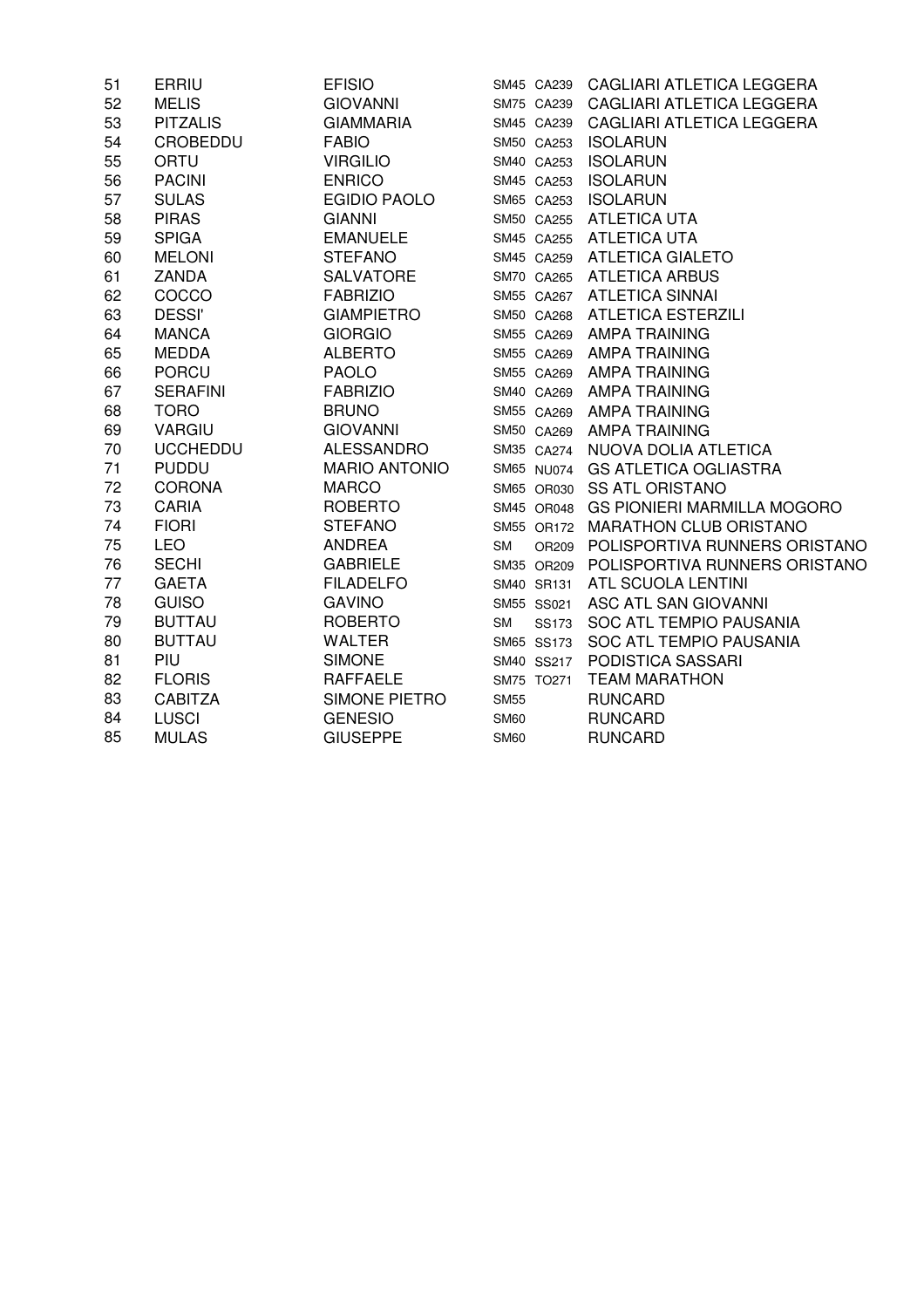| | | | | | |
|---|---|---|---|---|---|
| 51 | ERRIU | EFISIO | SM45 | CA239 | CAGLIARI ATLETICA LEGGERA |
| 52 | MELIS | GIOVANNI | SM75 | CA239 | CAGLIARI ATLETICA LEGGERA |
| 53 | PITZALIS | GIAMMARIA | SM45 | CA239 | CAGLIARI ATLETICA LEGGERA |
| 54 | CROBEDDU | FABIO | SM50 | CA253 | ISOLARUN |
| 55 | ORTU | VIRGILIO | SM40 | CA253 | ISOLARUN |
| 56 | PACINI | ENRICO | SM45 | CA253 | ISOLARUN |
| 57 | SULAS | EGIDIO PAOLO | SM65 | CA253 | ISOLARUN |
| 58 | PIRAS | GIANNI | SM50 | CA255 | ATLETICA UTA |
| 59 | SPIGA | EMANUELE | SM45 | CA255 | ATLETICA UTA |
| 60 | MELONI | STEFANO | SM45 | CA259 | ATLETICA GIALETO |
| 61 | ZANDA | SALVATORE | SM70 | CA265 | ATLETICA ARBUS |
| 62 | COCCO | FABRIZIO | SM55 | CA267 | ATLETICA SINNAI |
| 63 | DESSI' | GIAMPIETRO | SM50 | CA268 | ATLETICA ESTERZILI |
| 64 | MANCA | GIORGIO | SM55 | CA269 | AMPA TRAINING |
| 65 | MEDDA | ALBERTO | SM55 | CA269 | AMPA TRAINING |
| 66 | PORCU | PAOLO | SM55 | CA269 | AMPA TRAINING |
| 67 | SERAFINI | FABRIZIO | SM40 | CA269 | AMPA TRAINING |
| 68 | TORO | BRUNO | SM55 | CA269 | AMPA TRAINING |
| 69 | VARGIU | GIOVANNI | SM50 | CA269 | AMPA TRAINING |
| 70 | UCCHEDDU | ALESSANDRO | SM35 | CA274 | NUOVA DOLIA ATLETICA |
| 71 | PUDDU | MARIO ANTONIO | SM65 | NU074 | GS ATLETICA OGLIASTRA |
| 72 | CORONA | MARCO | SM65 | OR030 | SS ATL ORISTANO |
| 73 | CARIA | ROBERTO | SM45 | OR048 | GS PIONIERI MARMILLA MOGORO |
| 74 | FIORI | STEFANO | SM55 | OR172 | MARATHON CLUB ORISTANO |
| 75 | LEO | ANDREA | SM | OR209 | POLISPORTIVA RUNNERS ORISTANO |
| 76 | SECHI | GABRIELE | SM35 | OR209 | POLISPORTIVA RUNNERS ORISTANO |
| 77 | GAETA | FILADELFO | SM40 | SR131 | ATL SCUOLA LENTINI |
| 78 | GUISO | GAVINO | SM55 | SS021 | ASC ATL SAN GIOVANNI |
| 79 | BUTTAU | ROBERTO | SM | SS173 | SOC ATL TEMPIO PAUSANIA |
| 80 | BUTTAU | WALTER | SM65 | SS173 | SOC ATL TEMPIO PAUSANIA |
| 81 | PIU | SIMONE | SM40 | SS217 | PODISTICA SASSARI |
| 82 | FLORIS | RAFFAELE | SM75 | TO271 | TEAM MARATHON |
| 83 | CABITZA | SIMONE PIETRO | SM55 | | RUNCARD |
| 84 | LUSCI | GENESIO | SM60 | | RUNCARD |
| 85 | MULAS | GIUSEPPE | SM60 | | RUNCARD |